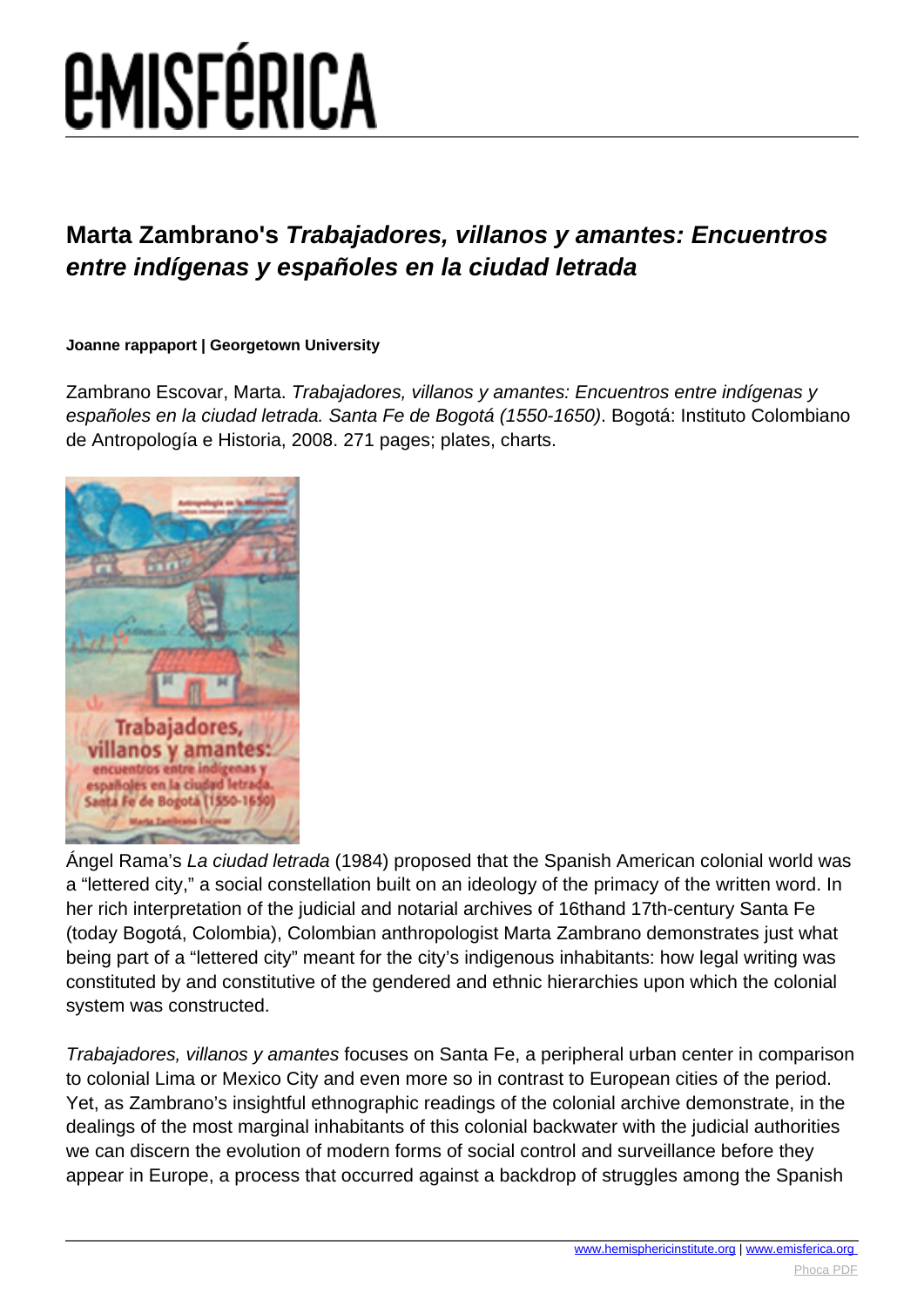# Marta Zambrano's *Trabajadores, villanos y amantes: Encuentros entre indígenas y españoles en la ciudad letrada*

**Joanne rappaport | Georgetown University**

Zambrano Escovar, Marta. *Trabajadores, villanos y amantes: Encuentros entre indígenas y españoles en la ciudad letrada. Santa Fe de Bogotá (1550-1650)*. Bogotá: Instituto Colombiano de Antropología e Historia, 2008. 271 pages; plates, charts.

Ángel Rama's *La ciudad letrada* (1984) proposed that the Spanish American colonial world was a "lettered city," a social constellation built on an ideology of the primacy of the written word. In her rich interpretation of the judicial and notarial archives of 16thand 17th-century Santa Fe (today Bogotá, Colombia), Colombian anthropologist Marta Zambrano demonstrates just what being part of a "lettered city" meant for the city's indigenous inhabitants: how legal writing was constituted by and constitutive of the gendered and ethnic hierarchies upon which the colonial system was constructed.

*Trabajadores, villanos y amantes* focuses on Santa Fe, a peripheral urban center in comparison to colonial Lima or Mexico City and even more so in contrast to European cities of the period. Yet, as Zambrano's insightful ethnographic readings of the colonial archive demonstrate, in the dealings of the most marginal inhabitants of this colonial backwater with the judicial authorities we can discern the evolution of modern forms of social control and surveillance before they appear in Europe, a process that occurred against a backdrop of struggles among the Spanish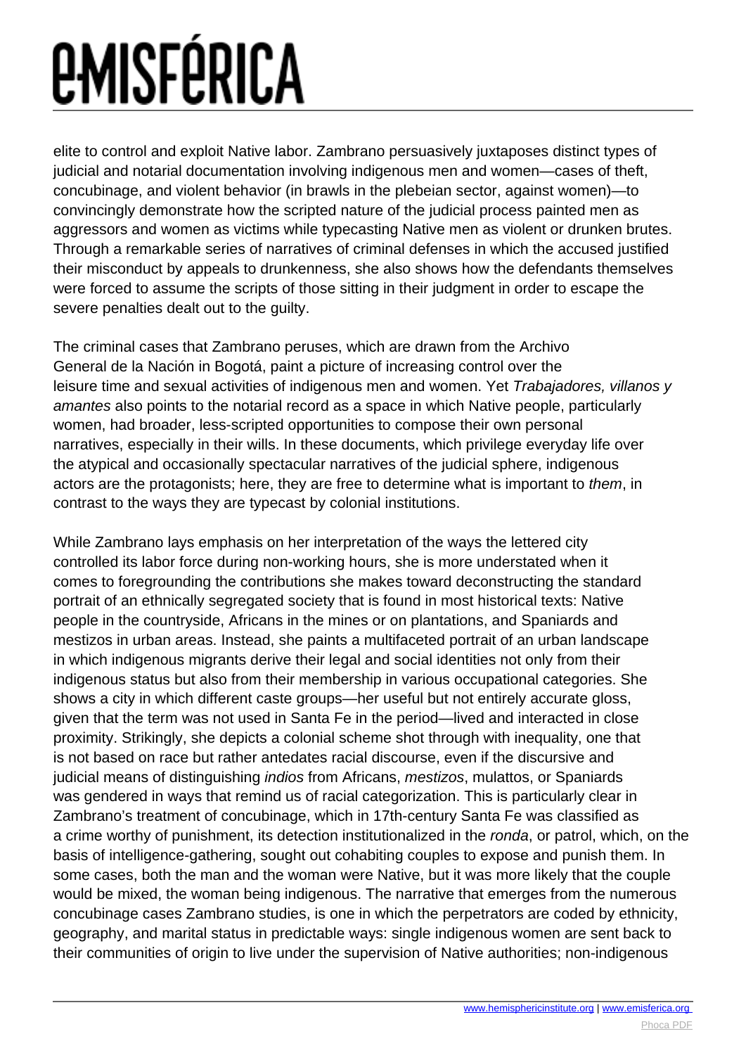elite to control and exploit Native labor. Zambrano persuasively juxtaposes distinct types of judicial and notarial documentation involving indigenous men and women—cases of theft, concubinage, and violent behavior (in brawls in the plebeian sector, against women)—to convincingly demonstrate how the scripted nature of the judicial process painted men as aggressors and women as victims while typecasting Native men as violent or drunken brutes. Through a remarkable series of narratives of criminal defenses in which the accused justified their misconduct by appeals to drunkenness, she also shows how the defendants themselves were forced to assume the scripts of those sitting in their judgment in order to escape the severe penalties dealt out to the guilty.

The criminal cases that Zambrano peruses, which are drawn from the Archivo General de la Nación in Bogotá, paint a picture of increasing control over the leisure time and sexual activities of indigenous men and women. Yet *Trabajadores, villanos y amantes* also points to the notarial record as a space in which Native people, particularly women, had broader, less-scripted opportunities to compose their own personal narratives, especially in their wills. In these documents, which privilege everyday life over the atypical and occasionally spectacular narratives of the judicial sphere, indigenous actors are the protagonists; here, they are free to determine what is important to *them*, in contrast to the ways they are typecast by colonial institutions.

While Zambrano lays emphasis on her interpretation of the ways the lettered city controlled its labor force during non-working hours, she is more understated when it comes to foregrounding the contributions she makes toward deconstructing the standard portrait of an ethnically segregated society that is found in most historical texts: Native people in the countryside, Africans in the mines or on plantations, and Spaniards and mestizos in urban areas. Instead, she paints a multifaceted portrait of an urban landscape in which indigenous migrants derive their legal and social identities not only from their indigenous status but also from their membership in various occupational categories. She shows a city in which different caste groups—her useful but not entirely accurate gloss, given that the term was not used in Santa Fe in the period—lived and interacted in close proximity. Strikingly, she depicts a colonial scheme shot through with inequality, one that is not based on race but rather antedates racial discourse, even if the discursive and judicial means of distinguishing *indios* from Africans, *mestizos*, mulattos, or Spaniards was gendered in ways that remind us of racial categorization. This is particularly clear in Zambrano's treatment of concubinage, which in 17th-century Santa Fe was classified as a crime worthy of punishment, its detection institutionalized in the *ronda*, or patrol, which, on the basis of intelligence-gathering, sought out cohabiting couples to expose and punish them. In some cases, both the man and the woman were Native, but it was more likely that the couple would be mixed, the woman being indigenous. The narrative that emerges from the numerous concubinage cases Zambrano studies, is one in which the perpetrators are coded by ethnicity, geography, and marital status in predictable ways: single indigenous women are sent back to their communities of origin to live under the supervision of Native authorities; non-indigenous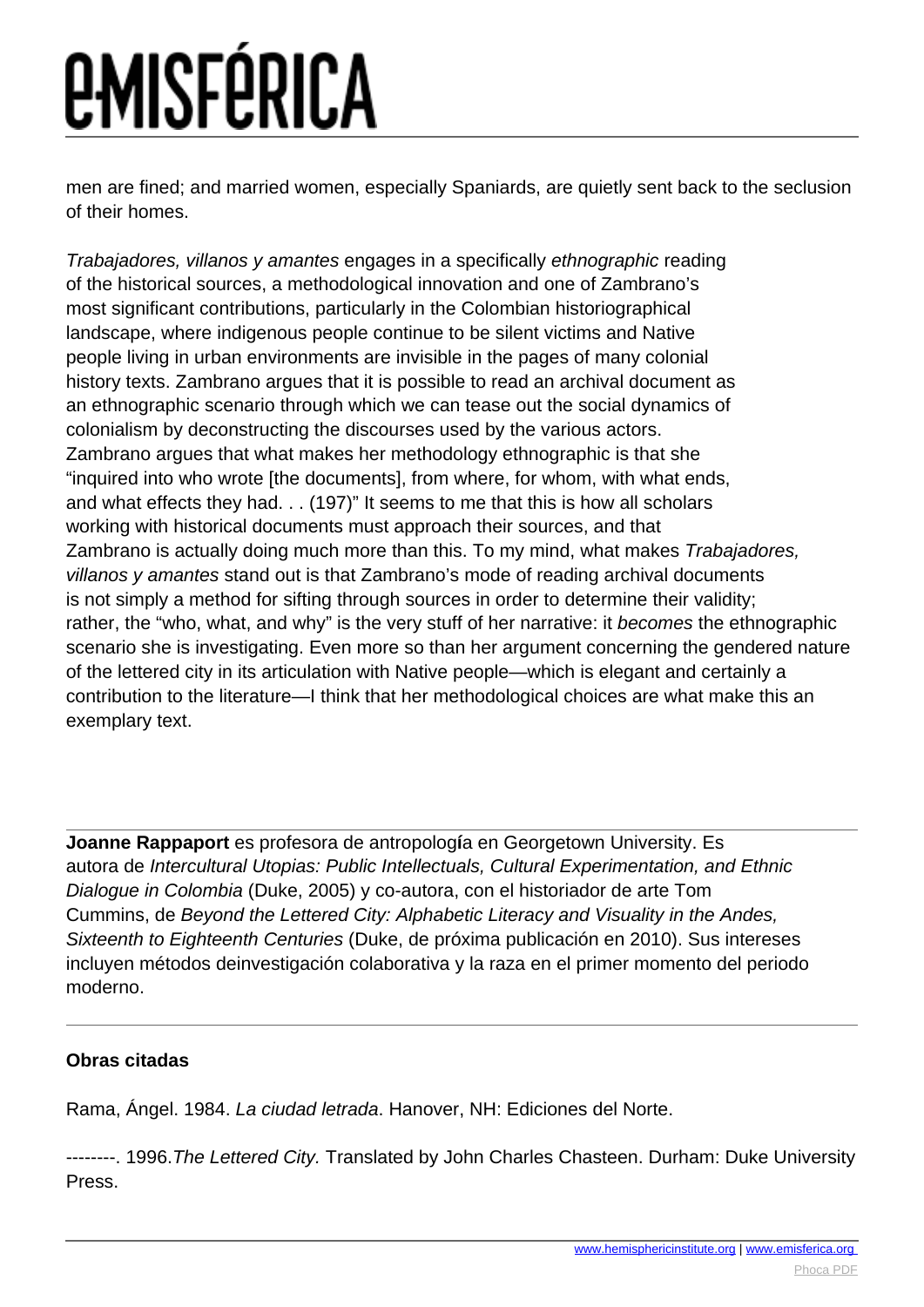men are fined; and married women, especially Spaniards, are quietly sent back to the seclusion of their homes.

*Trabajadores, villanos y amantes* engages in a specifically *ethnographic* reading of the historical sources, a methodological innovation and one of Zambrano's most significant contributions, particularly in the Colombian historiographical landscape, where indigenous people continue to be silent victims and Native people living in urban environments are invisible in the pages of many colonial history texts. Zambrano argues that it is possible to read an archival document as an ethnographic scenario through which we can tease out the social dynamics of colonialism by deconstructing the discourses used by the various actors. Zambrano argues that what makes her methodology ethnographic is that she "inquired into who wrote [the documents], from where, for whom, with what ends, and what effects they had. . . (197)" It seems to me that this is how all scholars working with historical documents must approach their sources, and that Zambrano is actually doing much more than this. To my mind, what makes *Trabajadores, villanos y amantes* stand out is that Zambrano's mode of reading archival documents is not simply a method for sifting through sources in order to determine their validity; rather, the "who, what, and why" is the very stuff of her narrative: it *becomes* the ethnographic scenario she is investigating. Even more so than her argument concerning the gendered nature of the lettered city in its articulation with Native people—which is elegant and certainly a contribution to the literature—I think that her methodological choices are what make this an exemplary text.

---

**Joanne Rappaport** es profesora de antropología en Georgetown University. Es autora de *Intercultural Utopias: Public Intellectuals, Cultural Experimentation, and Ethnic Dialogue in Colombia* (Duke, 2005) y co-autora, con el historiador de arte Tom Cummins, de *Beyond the Lettered City: Alphabetic Literacy and Visuality in the Andes, Sixteenth to Eighteenth Centuries* (Duke, de próxima publicación en 2010). Sus intereses incluyen métodos deinvestigación colaborativa y la raza en el primer momento del periodo moderno.

---

**Obras citadas**

Rama, Ángel. 1984. *La ciudad letrada*. Hanover, NH: Ediciones del Norte.

--------. 1996.*The Lettered City.* Translated by John Charles Chasteen. Durham: Duke University Press.